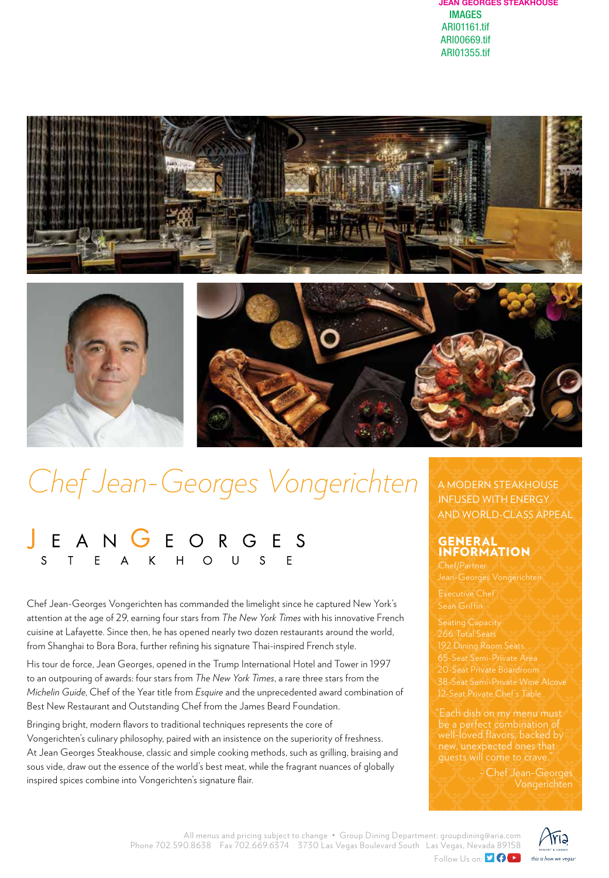JEAN GEORGES STEAKHOUSE

IMAGES
ARI01161.tif
ARI00669.tif
ARI01355.tif

# *Chef Jean-Georges Vongerichten*

## JEAN GEORGES STEAKHOUSE

Chef Jean-Georges Vongerichten has commanded the limelight since he captured New York's attention at the age of 29, earning four stars from *The New York Times* with his innovative French cuisine at Lafayette. Since then, he has opened nearly two dozen restaurants around the world, from Shanghai to Bora Bora, further refining his signature Thai-inspired French style.

His tour de force, Jean Georges, opened in the Trump International Hotel and Tower in 1997 to an outpouring of awards: four stars from *The New York Times*, a rare three stars from the *Michelin Guide*, Chef of the Year title from *Esquire* and the unprecedented award combination of Best New Restaurant and Outstanding Chef from the James Beard Foundation.

Bringing bright, modern flavors to traditional techniques represents the core of Vongerichten's culinary philosophy, paired with an insistence on the superiority of freshness. At Jean Georges Steakhouse, classic and simple cooking methods, such as grilling, braising and sous vide, draw out the essence of the world's best meat, while the fragrant nuances of globally inspired spices combine into Vongerichten's signature flair.

A MODERN STEAKHOUSE INFUSED WITH ENERGY AND WORLD-CLASS APPEAL

### GENERAL INFORMATION

Chef/Partner
Jean-Georges Vongerichten

Executive Chef
Sean Griffin

Seating Capacity
266 Total Seats
192 Dining Room Seats
65-Seat Semi-Private Area
20-Seat Private Boardroom
38-Seat Semi-Private Wine Alcove
12-Seat Private Chef's Table

"Each dish on my menu must be a perfect combination of well-loved flavors, backed by new, unexpected ones that guests will come to crave."

– Chef Jean-Georges Vongerichten

All menus and pricing subject to change • Group Dining Department: groupdining@aria.com
Phone 702.590.8638 Fax 702.669.6374 3730 Las Vegas Boulevard South Las Vegas, Nevada 89158
Follow Us on:

Aria Resort & Casino — this is how we vegas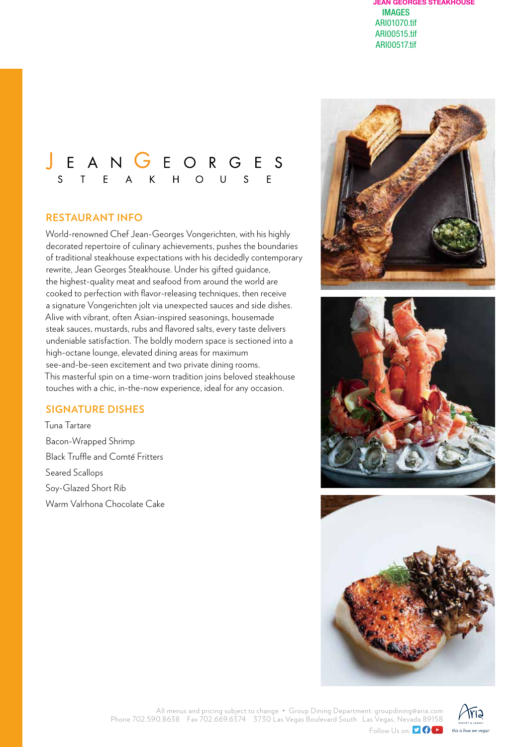JEAN GEORGES STEAKHOUSE
IMAGES
ARI01070.tif
ARI00515.tif
ARI00517.tif

# JEAN GEORGES STEAKHOUSE

## RESTAURANT INFO

World-renowned Chef Jean-Georges Vongerichten, with his highly decorated repertoire of culinary achievements, pushes the boundaries of traditional steakhouse expectations with his decidedly contemporary rewrite, Jean Georges Steakhouse. Under his gifted guidance, the highest-quality meat and seafood from around the world are cooked to perfection with flavor-releasing techniques, then receive a signature Vongerichten jolt via unexpected sauces and side dishes. Alive with vibrant, often Asian-inspired seasonings, housemade steak sauces, mustards, rubs and flavored salts, every taste delivers undeniable satisfaction. The boldly modern space is sectioned into a high-octane lounge, elevated dining areas for maximum see-and-be-seen excitement and two private dining rooms. This masterful spin on a time-worn tradition joins beloved steakhouse touches with a chic, in-the-now experience, ideal for any occasion.

## SIGNATURE DISHES

Tuna Tartare

Bacon-Wrapped Shrimp

Black Truffle and Comté Fritters

Seared Scallops

Soy-Glazed Short Rib

Warm Valrhona Chocolate Cake

All menus and pricing subject to change • Group Dining Department: groupdining@aria.com
Phone 702.590.8638 Fax 702.669.6374 3730 Las Vegas Boulevard South Las Vegas, Nevada 89158
Follow Us on:

Aria Resort & Casino — this is how we vegas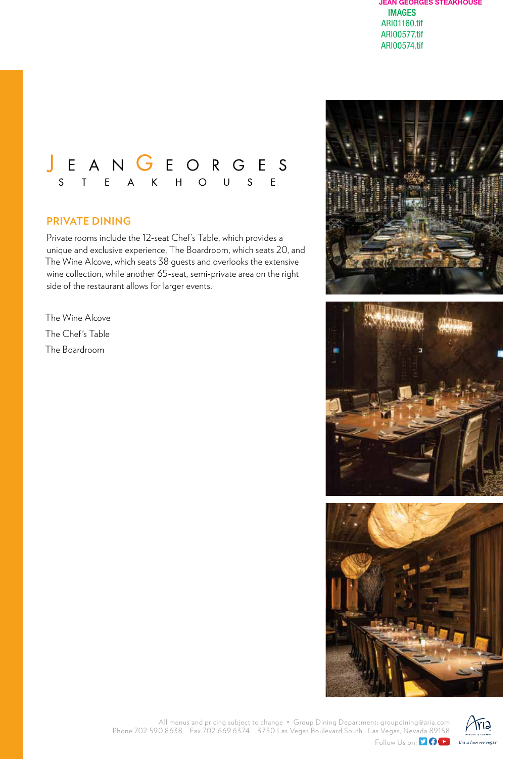JEAN GEORGES STEAKHOUSE

IMAGES

ARI01160.tif

ARI00577.tif

ARI00574.tif

# JEAN GEORGES STEAKHOUSE

## PRIVATE DINING

Private rooms include the 12-seat Chef's Table, which provides a unique and exclusive experience, The Boardroom, which seats 20, and The Wine Alcove, which seats 38 guests and overlooks the extensive wine collection, while another 65-seat, semi-private area on the right side of the restaurant allows for larger events.

The Wine Alcove

The Chef's Table

The Boardroom

All menus and pricing subject to change • Group Dining Department: groupdining@aria.com

Phone 702.590.8638 Fax 702.669.6374 3730 Las Vegas Boulevard South Las Vegas, Nevada 89158

Follow Us on: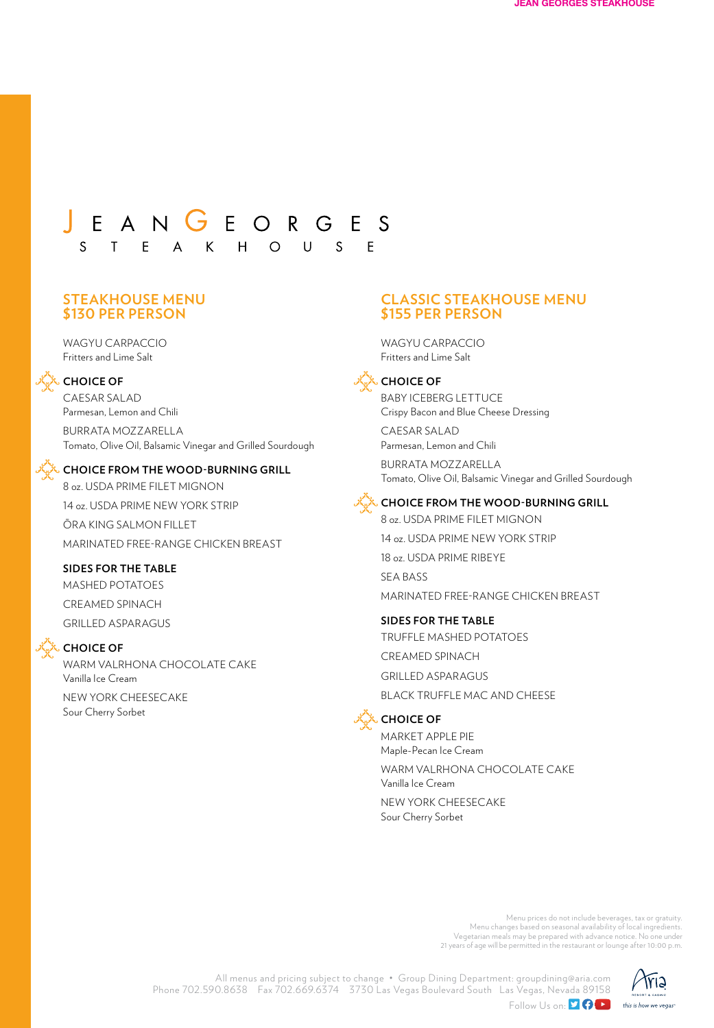# JEAN GEORGES STEAKHOUSE

## STEAKHOUSE MENU
## $130 PER PERSON

WAGYU CARPACCIO
Fritters and Lime Salt

**CHOICE OF**

CAESAR SALAD
Parmesan, Lemon and Chili

BURRATA MOZZARELLA
Tomato, Olive Oil, Balsamic Vinegar and Grilled Sourdough

**CHOICE FROM THE WOOD-BURNING GRILL**

8 oz. USDA PRIME FILET MIGNON

14 oz. USDA PRIME NEW YORK STRIP

ŌRA KING SALMON FILLET

MARINATED FREE-RANGE CHICKEN BREAST

**SIDES FOR THE TABLE**

MASHED POTATOES

CREAMED SPINACH

GRILLED ASPARAGUS

**CHOICE OF**

WARM VALRHONA CHOCOLATE CAKE
Vanilla Ice Cream

NEW YORK CHEESECAKE
Sour Cherry Sorbet

## CLASSIC STEAKHOUSE MENU
## $155 PER PERSON

WAGYU CARPACCIO
Fritters and Lime Salt

**CHOICE OF**

BABY ICEBERG LETTUCE
Crispy Bacon and Blue Cheese Dressing

CAESAR SALAD
Parmesan, Lemon and Chili

BURRATA MOZZARELLA
Tomato, Olive Oil, Balsamic Vinegar and Grilled Sourdough

**CHOICE FROM THE WOOD-BURNING GRILL**

8 oz. USDA PRIME FILET MIGNON

14 oz. USDA PRIME NEW YORK STRIP

18 oz. USDA PRIME RIBEYE

SEA BASS

MARINATED FREE-RANGE CHICKEN BREAST

**SIDES FOR THE TABLE**

TRUFFLE MASHED POTATOES

CREAMED SPINACH

GRILLED ASPARAGUS

BLACK TRUFFLE MAC AND CHEESE

**CHOICE OF**

MARKET APPLE PIE
Maple-Pecan Ice Cream

WARM VALRHONA CHOCOLATE CAKE
Vanilla Ice Cream

NEW YORK CHEESECAKE
Sour Cherry Sorbet

Menu prices do not include beverages, tax or gratuity.
Menu changes based on seasonal availability of local ingredients.
Vegetarian meals may be prepared with advance notice. No one under 21 years of age will be permitted in the restaurant or lounge after 10:00 p.m.

All menus and pricing subject to change • Group Dining Department: groupdining@aria.com
Phone 702.590.8638 Fax 702.669.6374 3730 Las Vegas Boulevard South Las Vegas, Nevada 89158
Follow Us on:

Aria Resort & Casino — this is how we vegas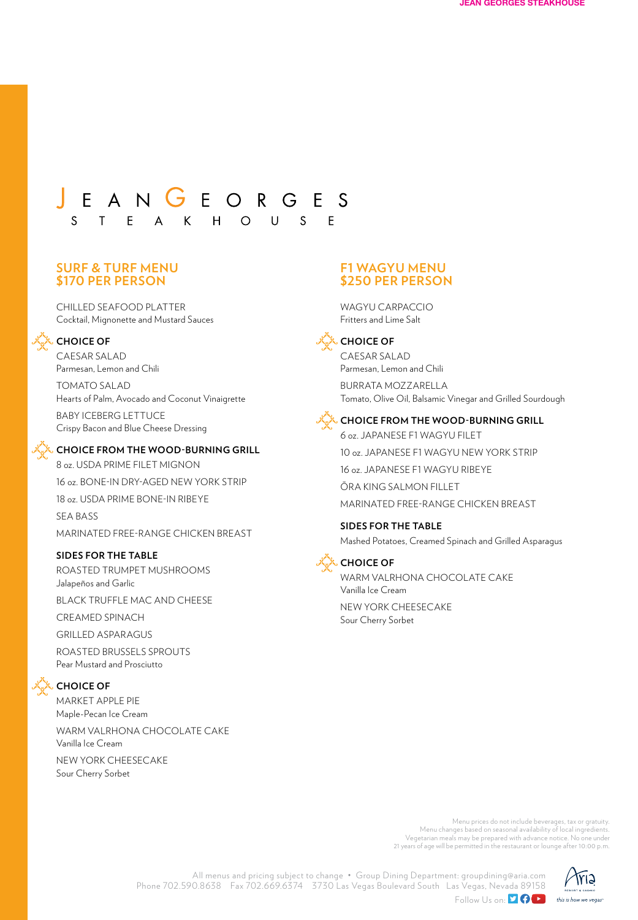# JEAN GEORGES STEAKHOUSE

## SURF & TURF MENU
## $170 PER PERSON

CHILLED SEAFOOD PLATTER
Cocktail, Mignonette and Mustard Sauces

### CHOICE OF

CAESAR SALAD
Parmesan, Lemon and Chili

TOMATO SALAD
Hearts of Palm, Avocado and Coconut Vinaigrette

BABY ICEBERG LETTUCE
Crispy Bacon and Blue Cheese Dressing

### CHOICE FROM THE WOOD-BURNING GRILL

8 oz. USDA PRIME FILET MIGNON

16 oz. BONE-IN DRY-AGED NEW YORK STRIP

18 oz. USDA PRIME BONE-IN RIBEYE

SEA BASS

MARINATED FREE-RANGE CHICKEN BREAST

### SIDES FOR THE TABLE

ROASTED TRUMPET MUSHROOMS
Jalapeños and Garlic

BLACK TRUFFLE MAC AND CHEESE

CREAMED SPINACH

GRILLED ASPARAGUS

ROASTED BRUSSELS SPROUTS
Pear Mustard and Prosciutto

### CHOICE OF

MARKET APPLE PIE
Maple-Pecan Ice Cream

WARM VALRHONA CHOCOLATE CAKE
Vanilla Ice Cream

NEW YORK CHEESECAKE
Sour Cherry Sorbet

## F1 WAGYU MENU
## $250 PER PERSON

WAGYU CARPACCIO
Fritters and Lime Salt

### CHOICE OF

CAESAR SALAD
Parmesan, Lemon and Chili

BURRATA MOZZARELLA
Tomato, Olive Oil, Balsamic Vinegar and Grilled Sourdough

### CHOICE FROM THE WOOD-BURNING GRILL

6 oz. JAPANESE F1 WAGYU FILET

10 oz. JAPANESE F1 WAGYU NEW YORK STRIP

16 oz. JAPANESE F1 WAGYU RIBEYE

ŌRA KING SALMON FILLET

MARINATED FREE-RANGE CHICKEN BREAST

### SIDES FOR THE TABLE

Mashed Potatoes, Creamed Spinach and Grilled Asparagus

### CHOICE OF

WARM VALRHONA CHOCOLATE CAKE
Vanilla Ice Cream

NEW YORK CHEESECAKE
Sour Cherry Sorbet

Menu prices do not include beverages, tax or gratuity.
Menu changes based on seasonal availability of local ingredients.
Vegetarian meals may be prepared with advance notice. No one under 21 years of age will be permitted in the restaurant or lounge after 10:00 p.m.

All menus and pricing subject to change • Group Dining Department: groupdining@aria.com
Phone 702.590.8638 Fax 702.669.6374 3730 Las Vegas Boulevard South Las Vegas, Nevada 89158
Follow Us on:

Aria RESORT & CASINO
this is how we vegas